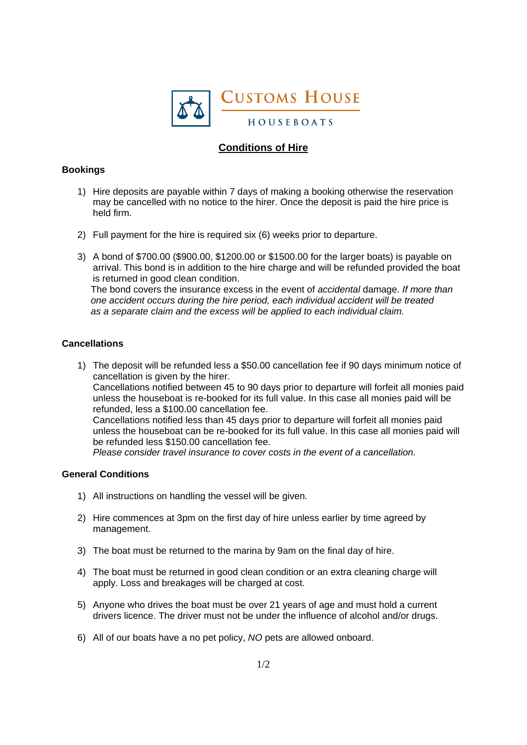# Customs House

## Houseboats

## Conditions of Hire

### Bookings

1) Hire deposits are payable within 7 days of making a booking otherwise the reservation may be cancelled with no notice to the hirer. Once the deposit is paid the hire price is held firm.

2) Full payment for the hire is required six (6) weeks prior to departure.

3) A bond of $700.00 ($900.00, $1200.00 or $1500.00 for the larger boats) is payable on arrival. This bond is in addition to the hire charge and will be refunded provided the boat is returned in good clean condition.
The bond covers the insurance excess in the event of *accidental* damage. *If more than one accident occurs during the hire period, each individual accident will be treated as a separate claim and the excess will be applied to each individual claim.*

### Cancellations

1) The deposit will be refunded less a $50.00 cancellation fee if 90 days minimum notice of cancellation is given by the hirer.
Cancellations notified between 45 to 90 days prior to departure will forfeit all monies paid unless the houseboat is re-booked for its full value. In this case all monies paid will be refunded, less a $100.00 cancellation fee.
Cancellations notified less than 45 days prior to departure will forfeit all monies paid unless the houseboat can be re-booked for its full value. In this case all monies paid will be refunded less $150.00 cancellation fee.
*Please consider travel insurance to cover costs in the event of a cancellation.*

### General Conditions

1) All instructions on handling the vessel will be given.

2) Hire commences at 3pm on the first day of hire unless earlier by time agreed by management.

3) The boat must be returned to the marina by 9am on the final day of hire.

4) The boat must be returned in good clean condition or an extra cleaning charge will apply. Loss and breakages will be charged at cost.

5) Anyone who drives the boat must be over 21 years of age and must hold a current drivers licence. The driver must not be under the influence of alcohol and/or drugs.

6) All of our boats have a no pet policy, *NO* pets are allowed onboard.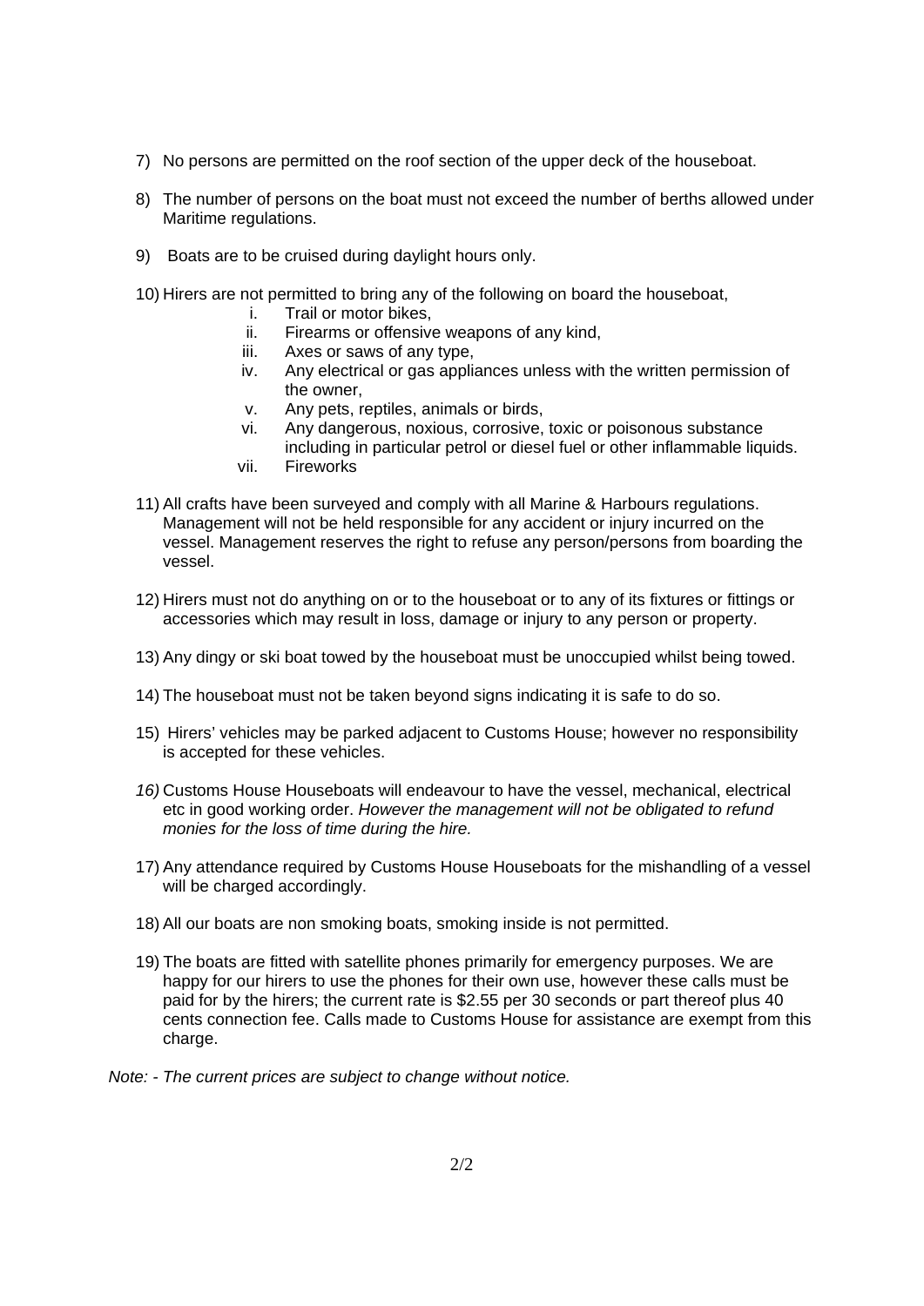7) No persons are permitted on the roof section of the upper deck of the houseboat.

8) The number of persons on the boat must not exceed the number of berths allowed under Maritime regulations.

9) Boats are to be cruised during daylight hours only.

10) Hirers are not permitted to bring any of the following on board the houseboat,
    i. Trail or motor bikes,
    ii. Firearms or offensive weapons of any kind,
    iii. Axes or saws of any type,
    iv. Any electrical or gas appliances unless with the written permission of the owner,
    v. Any pets, reptiles, animals or birds,
    vi. Any dangerous, noxious, corrosive, toxic or poisonous substance including in particular petrol or diesel fuel or other inflammable liquids.
    vii. Fireworks

11) All crafts have been surveyed and comply with all Marine & Harbours regulations. Management will not be held responsible for any accident or injury incurred on the vessel. Management reserves the right to refuse any person/persons from boarding the vessel.

12) Hirers must not do anything on or to the houseboat or to any of its fixtures or fittings or accessories which may result in loss, damage or injury to any person or property.

13) Any dingy or ski boat towed by the houseboat must be unoccupied whilst being towed.

14) The houseboat must not be taken beyond signs indicating it is safe to do so.

15) Hirers' vehicles may be parked adjacent to Customs House; however no responsibility is accepted for these vehicles.

*16)* Customs House Houseboats will endeavour to have the vessel, mechanical, electrical etc in good working order. *However the management will not be obligated to refund monies for the loss of time during the hire.*

17) Any attendance required by Customs House Houseboats for the mishandling of a vessel will be charged accordingly.

18) All our boats are non smoking boats, smoking inside is not permitted.

19) The boats are fitted with satellite phones primarily for emergency purposes. We are happy for our hirers to use the phones for their own use, however these calls must be paid for by the hirers; the current rate is $2.55 per 30 seconds or part thereof plus 40 cents connection fee. Calls made to Customs House for assistance are exempt from this charge.

*Note: - The current prices are subject to change without notice.*